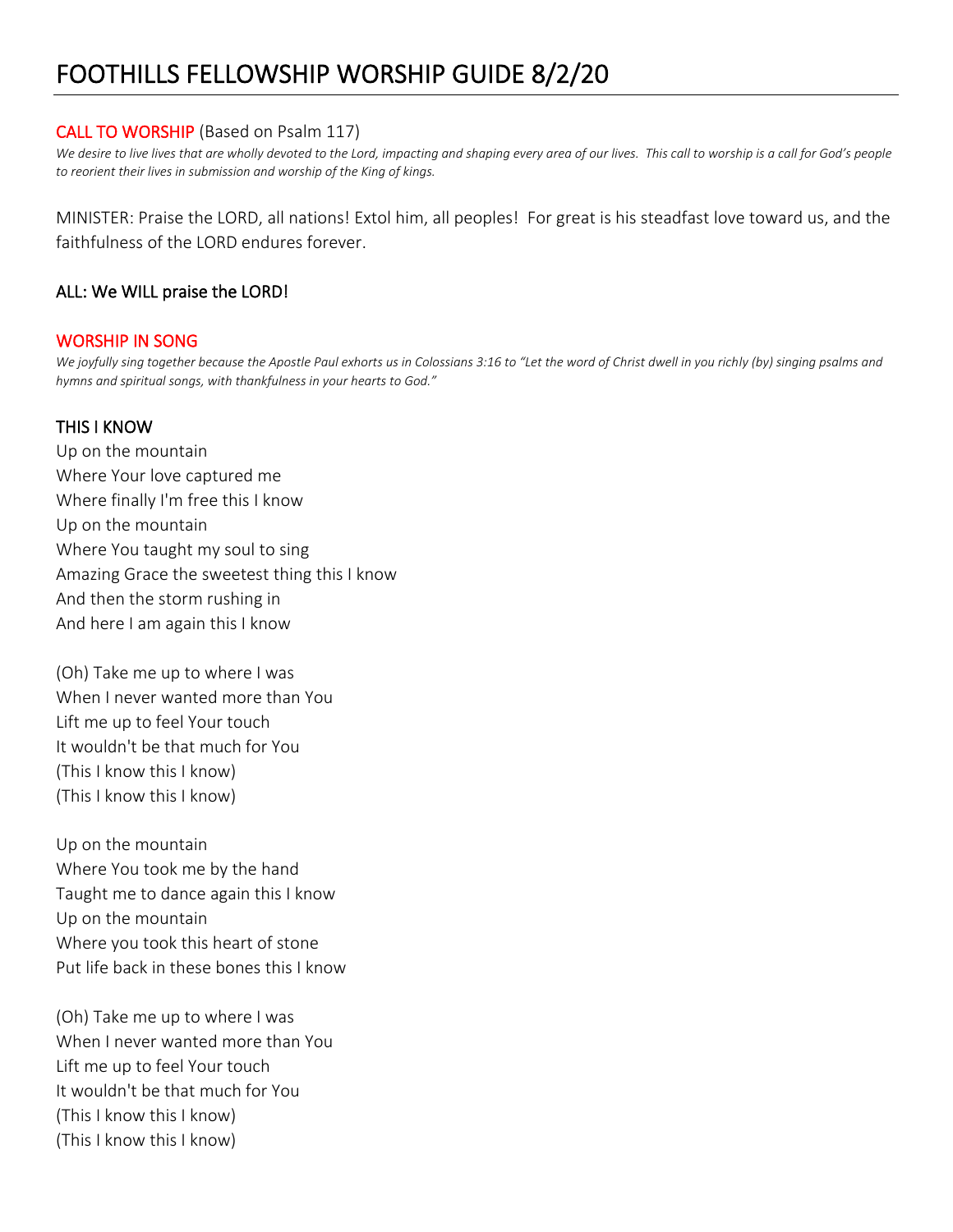# FOOTHILLS FELLOWSHIP WORSHIP GUIDE 8/2/20

## CALL TO WORSHIP (Based on Psalm 117)

*We desire to live lives that are wholly devoted to the Lord, impacting and shaping every area of our lives. This call to worship is a call for God's people to reorient their lives in submission and worship of the King of kings.*

MINISTER: Praise the LORD, all nations! Extol him, all peoples! For great is his steadfast love toward us, and the faithfulness of the LORD endures forever.

ALL: We WILL praise the LORD!

## WORSHIP IN SONG

*We joyfully sing together because the Apostle Paul exhorts us in Colossians 3:16 to "Let the word of Christ dwell in you richly (by) singing psalms and hymns and spiritual songs, with thankfulness in your hearts to God."*

### THIS I KNOW

Up on the mountain
Where Your love captured me
Where finally I'm free this I know
Up on the mountain
Where You taught my soul to sing
Amazing Grace the sweetest thing this I know
And then the storm rushing in
And here I am again this I know

(Oh) Take me up to where I was
When I never wanted more than You
Lift me up to feel Your touch
It wouldn't be that much for You
(This I know this I know)
(This I know this I know)

Up on the mountain
Where You took me by the hand
Taught me to dance again this I know
Up on the mountain
Where you took this heart of stone
Put life back in these bones this I know

(Oh) Take me up to where I was
When I never wanted more than You
Lift me up to feel Your touch
It wouldn't be that much for You
(This I know this I know)
(This I know this I know)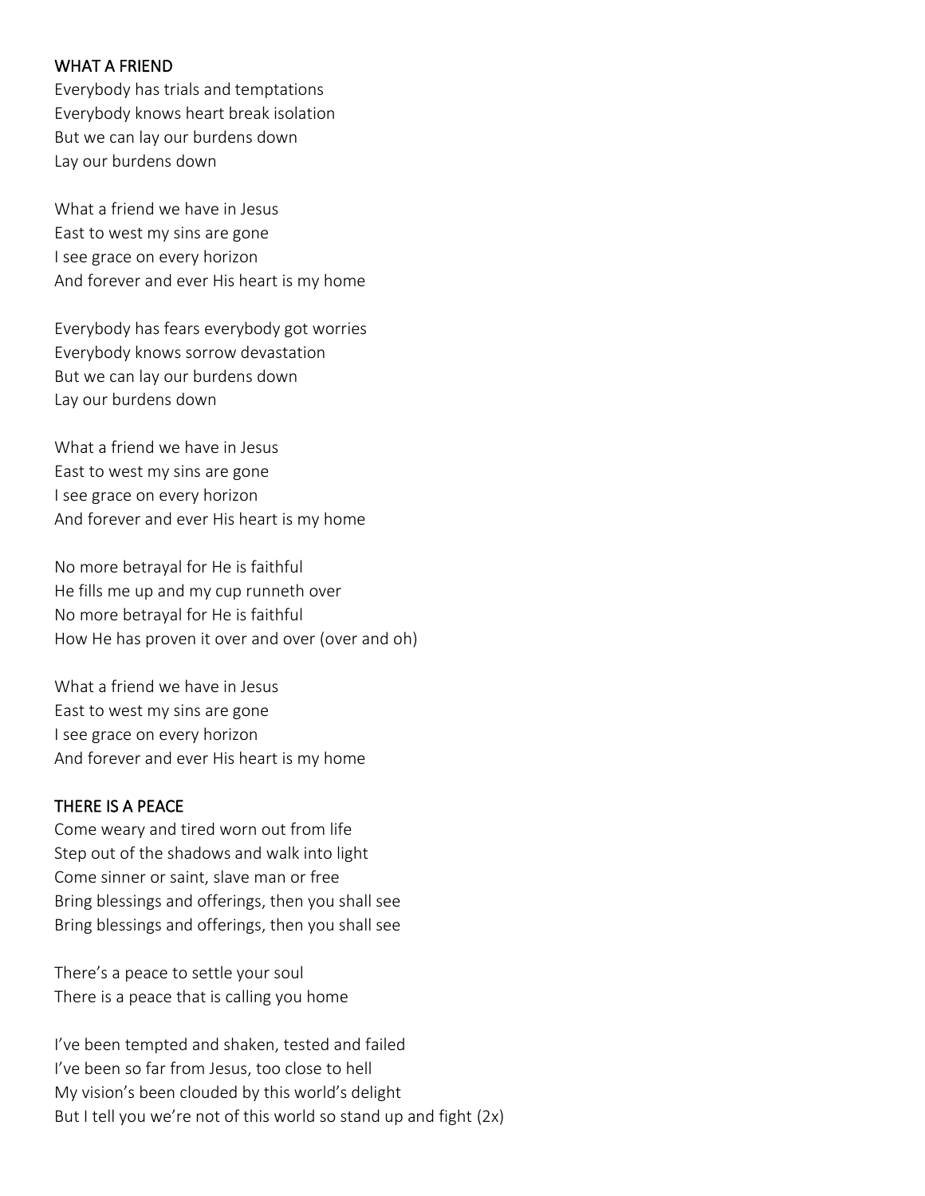## WHAT A FRIEND

Everybody has trials and temptations
Everybody knows heart break isolation
But we can lay our burdens down
Lay our burdens down

What a friend we have in Jesus
East to west my sins are gone
I see grace on every horizon
And forever and ever His heart is my home

Everybody has fears everybody got worries
Everybody knows sorrow devastation
But we can lay our burdens down
Lay our burdens down

What a friend we have in Jesus
East to west my sins are gone
I see grace on every horizon
And forever and ever His heart is my home

No more betrayal for He is faithful
He fills me up and my cup runneth over
No more betrayal for He is faithful
How He has proven it over and over (over and oh)

What a friend we have in Jesus
East to west my sins are gone
I see grace on every horizon
And forever and ever His heart is my home

## THERE IS A PEACE

Come weary and tired worn out from life
Step out of the shadows and walk into light
Come sinner or saint, slave man or free
Bring blessings and offerings, then you shall see
Bring blessings and offerings, then you shall see

There's a peace to settle your soul
There is a peace that is calling you home

I've been tempted and shaken, tested and failed
I've been so far from Jesus, too close to hell
My vision's been clouded by this world's delight
But I tell you we're not of this world so stand up and fight (2x)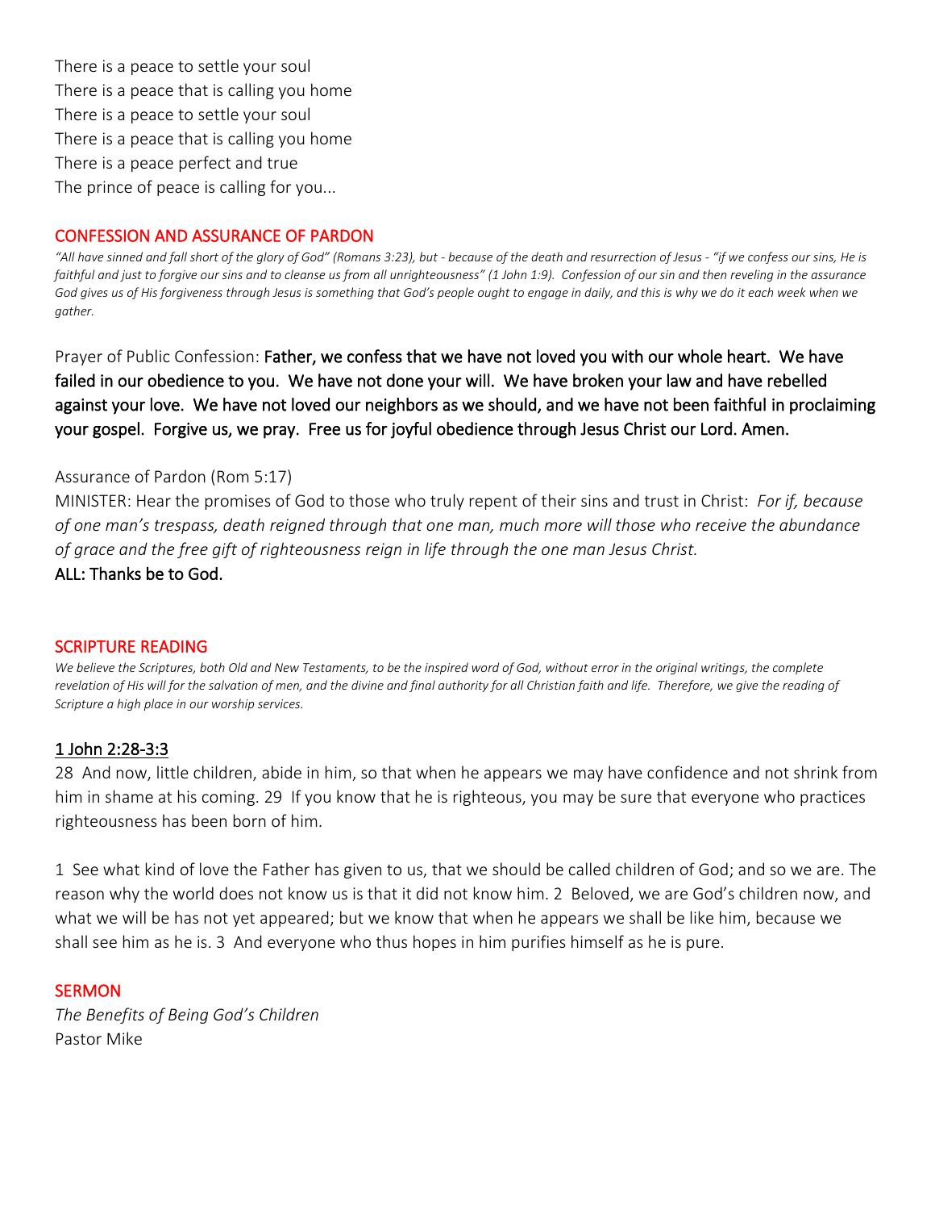There is a peace to settle your soul
There is a peace that is calling you home
There is a peace to settle your soul
There is a peace that is calling you home
There is a peace perfect and true
The prince of peace is calling for you...

## CONFESSION AND ASSURANCE OF PARDON

*"All have sinned and fall short of the glory of God" (Romans 3:23), but - because of the death and resurrection of Jesus - "if we confess our sins, He is faithful and just to forgive our sins and to cleanse us from all unrighteousness" (1 John 1:9). Confession of our sin and then reveling in the assurance God gives us of His forgiveness through Jesus is something that God's people ought to engage in daily, and this is why we do it each week when we gather.*

Prayer of Public Confession: **Father, we confess that we have not loved you with our whole heart. We have failed in our obedience to you. We have not done your will. We have broken your law and have rebelled against your love. We have not loved our neighbors as we should, and we have not been faithful in proclaiming your gospel. Forgive us, we pray. Free us for joyful obedience through Jesus Christ our Lord. Amen.**

Assurance of Pardon (Rom 5:17)
MINISTER: Hear the promises of God to those who truly repent of their sins and trust in Christ: *For if, because of one man's trespass, death reigned through that one man, much more will those who receive the abundance of grace and the free gift of righteousness reign in life through the one man Jesus Christ.*
**ALL: Thanks be to God.**

## SCRIPTURE READING

*We believe the Scriptures, both Old and New Testaments, to be the inspired word of God, without error in the original writings, the complete revelation of His will for the salvation of men, and the divine and final authority for all Christian faith and life. Therefore, we give the reading of Scripture a high place in our worship services.*

### 1 John 2:28-3:3

28 And now, little children, abide in him, so that when he appears we may have confidence and not shrink from him in shame at his coming. 29 If you know that he is righteous, you may be sure that everyone who practices righteousness has been born of him.

1 See what kind of love the Father has given to us, that we should be called children of God; and so we are. The reason why the world does not know us is that it did not know him. 2 Beloved, we are God's children now, and what we will be has not yet appeared; but we know that when he appears we shall be like him, because we shall see him as he is. 3 And everyone who thus hopes in him purifies himself as he is pure.

## SERMON

*The Benefits of Being God's Children*
Pastor Mike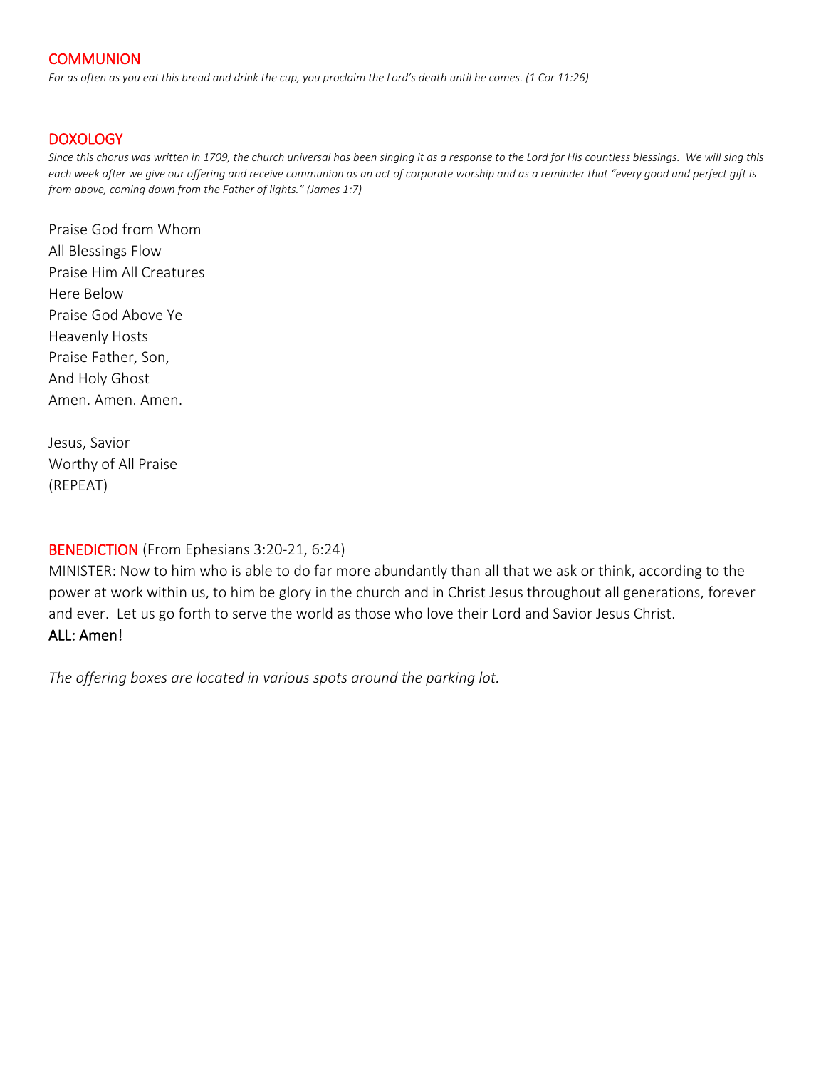## COMMUNION

*For as often as you eat this bread and drink the cup, you proclaim the Lord's death until he comes. (1 Cor 11:26)*

## DOXOLOGY

*Since this chorus was written in 1709, the church universal has been singing it as a response to the Lord for His countless blessings. We will sing this each week after we give our offering and receive communion as an act of corporate worship and as a reminder that "every good and perfect gift is from above, coming down from the Father of lights." (James 1:7)*

Praise God from Whom
All Blessings Flow
Praise Him All Creatures
Here Below
Praise God Above Ye
Heavenly Hosts
Praise Father, Son,
And Holy Ghost
Amen. Amen. Amen.

Jesus, Savior
Worthy of All Praise
(REPEAT)

## BENEDICTION (From Ephesians 3:20-21, 6:24)

MINISTER: Now to him who is able to do far more abundantly than all that we ask or think, according to the power at work within us, to him be glory in the church and in Christ Jesus throughout all generations, forever and ever. Let us go forth to serve the world as those who love their Lord and Savior Jesus Christ.

**ALL: Amen!**

*The offering boxes are located in various spots around the parking lot.*